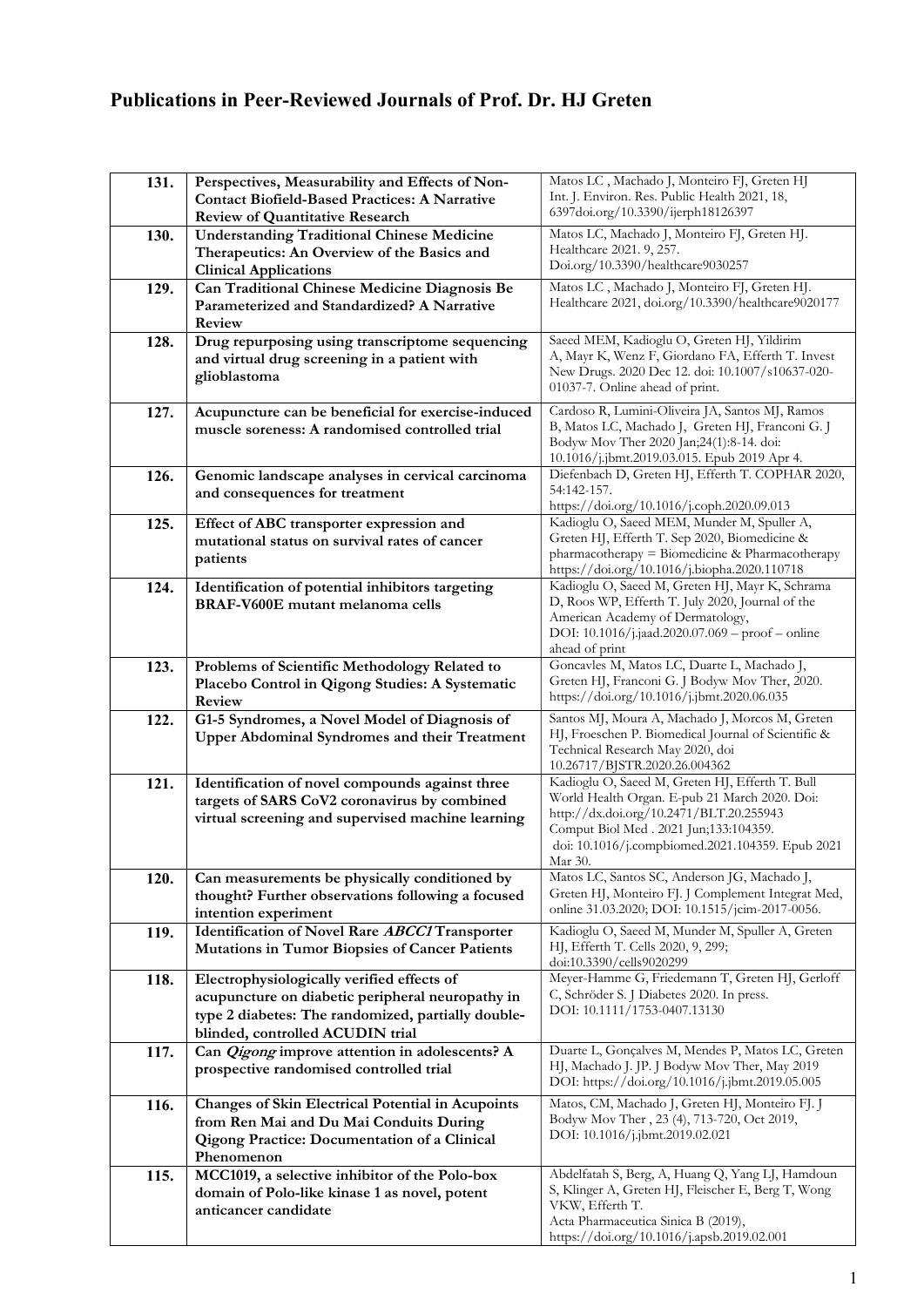# Publications in Peer-Reviewed Journals of Prof. Dr. HJ Greten

| | | |
|---|---|---|
| **131.** | **Perspectives, Measurability and Effects of Non-Contact Biofield-Based Practices: A Narrative Review of Quantitative Research** | Matos LC , Machado J, Monteiro FJ, Greten HJ Int. J. Environ. Res. Public Health 2021, 18, 6397doi.org/10.3390/ijerph18126397 |
| **130.** | **Understanding Traditional Chinese Medicine Therapeutics: An Overview of the Basics and Clinical Applications** | Matos LC, Machado J, Monteiro FJ, Greten HJ. Healthcare 2021. 9, 257. Doi.org/10.3390/healthcare9030257 |
| **129.** | **Can Traditional Chinese Medicine Diagnosis Be Parameterized and Standardized? A Narrative Review** | Matos LC , Machado J, Monteiro FJ, Greten HJ. Healthcare 2021, doi.org/10.3390/healthcare9020177 |
| **128.** | **Drug repurposing using transcriptome sequencing and virtual drug screening in a patient with glioblastoma** | Saeed MEM, Kadioglu O, Greten HJ, Yildirim A, Mayr K, Wenz F, Giordano FA, Efferth T. Invest New Drugs. 2020 Dec 12. doi: 10.1007/s10637-020-01037-7. Online ahead of print. |
| **127.** | **Acupuncture can be beneficial for exercise-induced muscle soreness: A randomised controlled trial** | Cardoso R, Lumini-Oliveira JA, Santos MJ, Ramos B, Matos LC, Machado J, Greten HJ, Franconi G. J Bodyw Mov Ther 2020 Jan;24(1):8-14. doi: 10.1016/j.jbmt.2019.03.015. Epub 2019 Apr 4. |
| **126.** | **Genomic landscape analyses in cervical carcinoma and consequences for treatment** | Diefenbach D, Greten HJ, Efferth T. COPHAR 2020, 54:142-157. https://doi.org/10.1016/j.coph.2020.09.013 |
| **125.** | **Effect of ABC transporter expression and mutational status on survival rates of cancer patients** | Kadioglu O, Saeed MEM, Munder M, Spuller A, Greten HJ, Efferth T. Sep 2020, Biomedicine & pharmacotherapy = Biomedicine & Pharmacotherapy https://doi.org/10.1016/j.biopha.2020.110718 |
| **124.** | **Identification of potential inhibitors targeting BRAF-V600E mutant melanoma cells** | Kadioglu O, Saeed M, Greten HJ, Mayr K, Schrama D, Roos WP, Efferth T. July 2020, Journal of the American Academy of Dermatology, DOI: 10.1016/j.jaad.2020.07.069 – proof – online ahead of print |
| **123.** | **Problems of Scientific Methodology Related to Placebo Control in Qigong Studies: A Systematic Review** | Goncavles M, Matos LC, Duarte L, Machado J, Greten HJ, Franconi G. J Bodyw Mov Ther, 2020. https://doi.org/10.1016/j.jbmt.2020.06.035 |
| **122.** | **G1-5 Syndromes, a Novel Model of Diagnosis of Upper Abdominal Syndromes and their Treatment** | Santos MJ, Moura A, Machado J, Morcos M, Greten HJ, Froeschen P. Biomedical Journal of Scientific & Technical Research May 2020, doi 10.26717/BJSTR.2020.26.004362 |
| **121.** | **Identification of novel compounds against three targets of SARS CoV2 coronavirus by combined virtual screening and supervised machine learning** | Kadioglu O, Saeed M, Greten HJ, Efferth T. Bull World Health Organ. E-pub 21 March 2020. Doi: http://dx.doi.org/10.2471/BLT.20.255943 Comput Biol Med . 2021 Jun;133:104359. doi: 10.1016/j.compbiomed.2021.104359. Epub 2021 Mar 30. |
| **120.** | **Can measurements be physically conditioned by thought? Further observations following a focused intention experiment** | Matos LC, Santos SC, Anderson JG, Machado J, Greten HJ, Monteiro FJ. J Complement Integrat Med, online 31.03.2020; DOI: 10.1515/jcim-2017-0056. |
| **119.** | **Identification of Novel Rare *ABCC1* Transporter Mutations in Tumor Biopsies of Cancer Patients** | Kadioglu O, Saeed M, Munder M, Spuller A, Greten HJ, Efferth T. Cells 2020, 9, 299; doi:10.3390/cells9020299 |
| **118.** | **Electrophysiologically verified effects of acupuncture on diabetic peripheral neuropathy in type 2 diabetes: The randomized, partially double-blinded, controlled ACUDIN trial** | Meyer-Hamme G, Friedemann T, Greten HJ, Gerloff C, Schröder S. J Diabetes 2020. In press. DOI: 10.1111/1753-0407.13130 |
| **117.** | **Can *Qigong* improve attention in adolescents? A prospective randomised controlled trial** | Duarte L, Gonçalves M, Mendes P, Matos LC, Greten HJ, Machado J. JP. J Bodyw Mov Ther, May 2019 DOI: https://doi.org/10.1016/j.jbmt.2019.05.005 |
| **116.** | **Changes of Skin Electrical Potential in Acupoints from Ren Mai and Du Mai Conduits During Qigong Practice: Documentation of a Clinical Phenomenon** | Matos, CM, Machado J, Greten HJ, Monteiro FJ. J Bodyw Mov Ther , 23 (4), 713-720, Oct 2019, DOI: 10.1016/j.jbmt.2019.02.021 |
| **115.** | **MCC1019, a selective inhibitor of the Polo-box domain of Polo-like kinase 1 as novel, potent anticancer candidate** | Abdelfatah S, Berg, A, Huang Q, Yang LJ, Hamdoun S, Klinger A, Greten HJ, Fleischer E, Berg T, Wong VKW, Efferth T. Acta Pharmaceutica Sinica B (2019), https://doi.org/10.1016/j.apsb.2019.02.001 |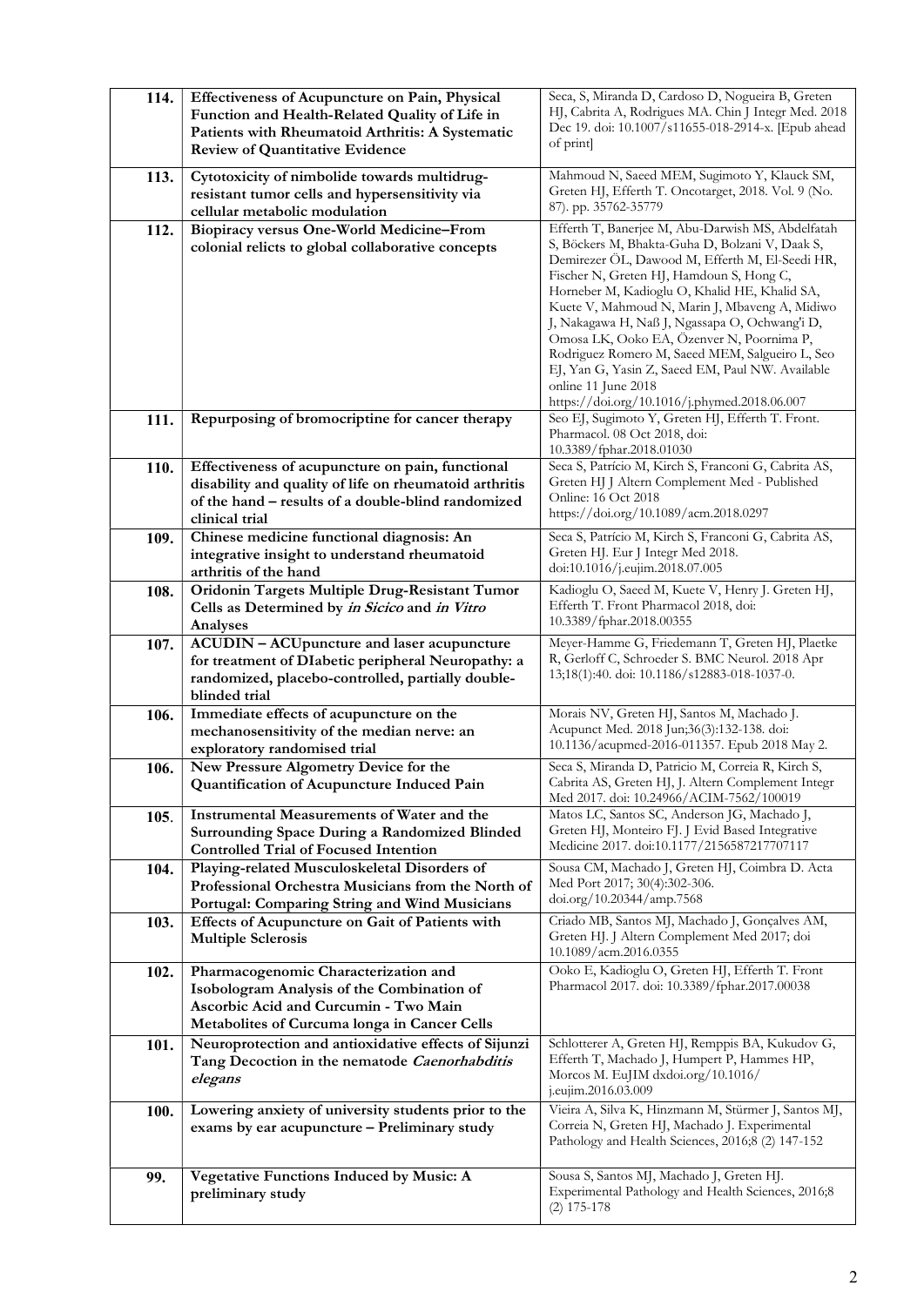| | | |
|---|---|---|
| **114.** | **Effectiveness of Acupuncture on Pain, Physical Function and Health-Related Quality of Life in Patients with Rheumatoid Arthritis: A Systematic Review of Quantitative Evidence** | Seca, S, Miranda D, Cardoso D, Nogueira B, Greten HJ, Cabrita A, Rodrigues MA. Chin J Integr Med. 2018 Dec 19. doi: 10.1007/s11655-018-2914-x. [Epub ahead of print] |
| **113.** | **Cytotoxicity of nimbolide towards multidrug-resistant tumor cells and hypersensitivity via cellular metabolic modulation** | Mahmoud N, Saeed MEM, Sugimoto Y, Klauck SM, Greten HJ, Efferth T. Oncotarget, 2018. Vol. 9 (No. 87). pp. 35762-35779 |
| **112.** | **Biopiracy versus One-World Medicine–From colonial relicts to global collaborative concepts** | Efferth T, Banerjee M, Abu-Darwish MS, Abdelfatah S, Böckers M, Bhakta-Guha D, Bolzani V, Daak S, Demirezer ÖL, Dawood M, Efferth M, El-Seedi HR, Fischer N, Greten HJ, Hamdoun S, Hong C, Horneber M, Kadioglu O, Khalid HE, Khalid SA, Kuete V, Mahmoud N, Marin J, Mbaveng A, Midiwo J, Nakagawa H, Naß J, Ngassapa O, Ochwang'i D, Omosa LK, Ooko EA, Özenver N, Poornima P, Rodriguez Romero M, Saeed MEM, Salgueiro L, Seo EJ, Yan G, Yasin Z, Saeed EM, Paul NW. Available online 11 June 2018 https://doi.org/10.1016/j.phymed.2018.06.007 |
| **111.** | **Repurposing of bromocriptine for cancer therapy** | Seo EJ, Sugimoto Y, Greten HJ, Efferth T. Front. Pharmacol. 08 Oct 2018, doi: 10.3389/fphar.2018.01030 |
| **110.** | **Effectiveness of acupuncture on pain, functional disability and quality of life on rheumatoid arthritis of the hand – results of a double-blind randomized clinical trial** | Seca S, Patrício M, Kirch S, Franconi G, Cabrita AS, Greten HJ J Altern Complement Med - Published Online: 16 Oct 2018 https://doi.org/10.1089/acm.2018.0297 |
| **109.** | **Chinese medicine functional diagnosis: An integrative insight to understand rheumatoid arthritis of the hand** | Seca S, Patrício M, Kirch S, Franconi G, Cabrita AS, Greten HJ. Eur J Integr Med 2018. doi:10.1016/j.eujim.2018.07.005 |
| **108.** | **Oridonin Targets Multiple Drug-Resistant Tumor Cells as Determined by *in Sicico* and *in Vitro* Analyses** | Kadioglu O, Saeed M, Kuete V, Henry J. Greten HJ, Efferth T. Front Pharmacol 2018, doi: 10.3389/fphar.2018.00355 |
| **107.** | **ACUDIN – ACUpuncture and laser acupuncture for treatment of DIabetic peripheral Neuropathy: a randomized, placebo-controlled, partially double-blinded trial** | Meyer-Hamme G, Friedemann T, Greten HJ, Plaetke R, Gerloff C, Schroeder S. BMC Neurol. 2018 Apr 13;18(1):40. doi: 10.1186/s12883-018-1037-0. |
| **106.** | **Immediate effects of acupuncture on the mechanosensitivity of the median nerve: an exploratory randomised trial** | Morais NV, Greten HJ, Santos M, Machado J. Acupunct Med. 2018 Jun;36(3):132-138. doi: 10.1136/acupmed-2016-011357. Epub 2018 May 2. |
| **106.** | **New Pressure Algometry Device for the Quantification of Acupuncture Induced Pain** | Seca S, Miranda D, Patricio M, Correia R, Kirch S, Cabrita AS, Greten HJ, J. Altern Complement Integr Med 2017. doi: 10.24966/ACIM-7562/100019 |
| **105.** | **Instrumental Measurements of Water and the Surrounding Space During a Randomized Blinded Controlled Trial of Focused Intention** | Matos LC, Santos SC, Anderson JG, Machado J, Greten HJ, Monteiro FJ. J Evid Based Integrative Medicine 2017. doi:10.1177/2156587217707117 |
| **104.** | **Playing-related Musculoskeletal Disorders of Professional Orchestra Musicians from the North of Portugal: Comparing String and Wind Musicians** | Sousa CM, Machado J, Greten HJ, Coimbra D. Acta Med Port 2017; 30(4):302-306. doi.org/10.20344/amp.7568 |
| **103.** | **Effects of Acupuncture on Gait of Patients with Multiple Sclerosis** | Criado MB, Santos MJ, Machado J, Gonçalves AM, Greten HJ. J Altern Complement Med 2017; doi 10.1089/acm.2016.0355 |
| **102.** | **Pharmacogenomic Characterization and Isobologram Analysis of the Combination of Ascorbic Acid and Curcumin - Two Main Metabolites of Curcuma longa in Cancer Cells** | Ooko E, Kadioglu O, Greten HJ, Efferth T. Front Pharmacol 2017. doi: 10.3389/fphar.2017.00038 |
| **101.** | **Neuroprotection and antioxidative effects of Sijunzi Tang Decoction in the nematode *Caenorhabditis elegans*** | Schlotterer A, Greten HJ, Remppis BA, Kukudov G, Efferth T, Machado J, Humpert P, Hammes HP, Morcos M. EuJIM dxdoi.org/10.1016/ j.eujim.2016.03.009 |
| **100.** | **Lowering anxiety of university students prior to the exams by ear acupuncture – Preliminary study** | Vieira A, Silva K, Hinzmann M, Stürmer J, Santos MJ, Correia N, Greten HJ, Machado J. Experimental Pathology and Health Sciences, 2016;8 (2) 147-152 |
| **99.** | **Vegetative Functions Induced by Music: A preliminary study** | Sousa S, Santos MJ, Machado J, Greten HJ. Experimental Pathology and Health Sciences, 2016;8 (2) 175-178 |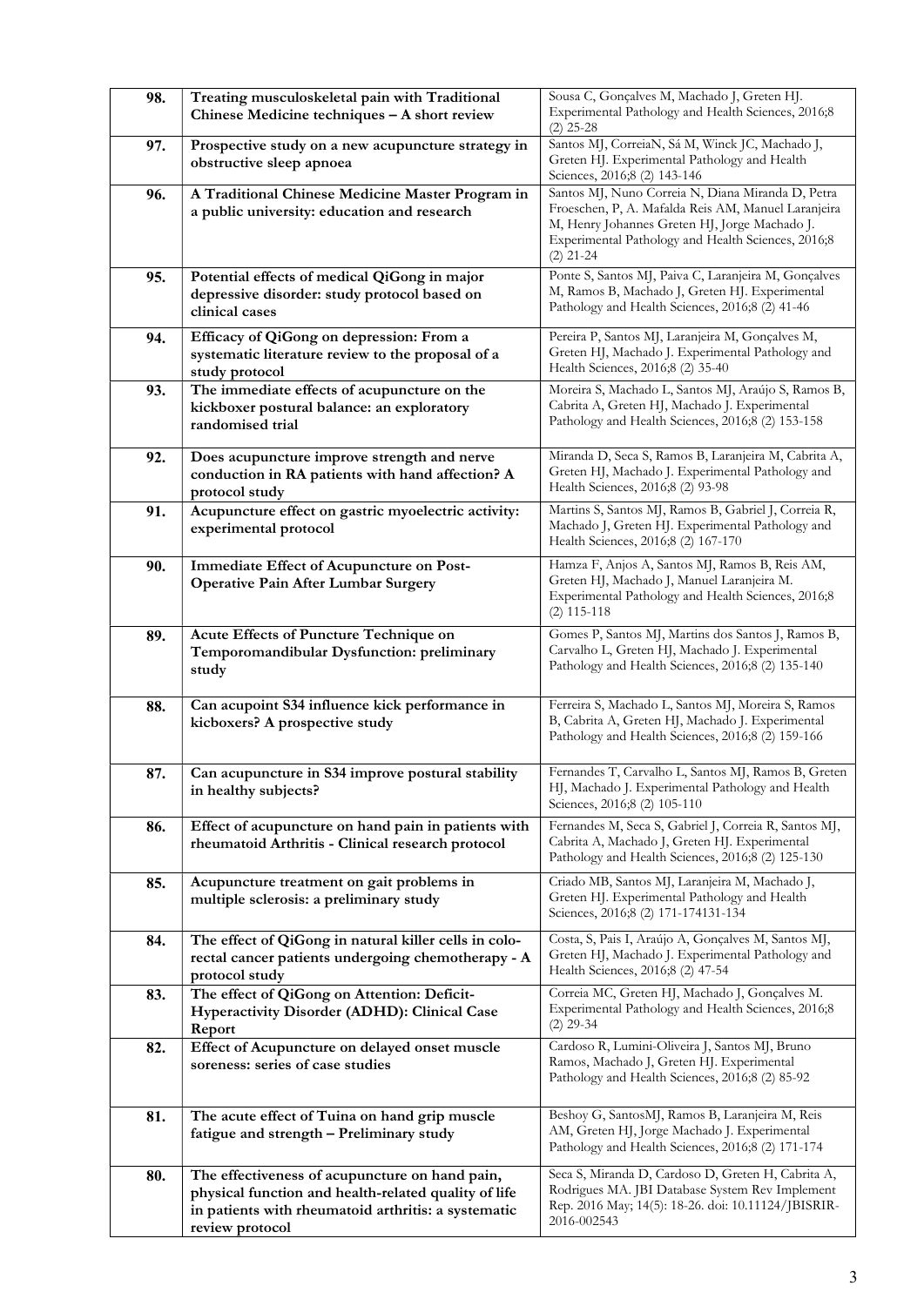| | | |
|---|---|---|
| **98.** | **Treating musculoskeletal pain with Traditional Chinese Medicine techniques – A short review** | Sousa C, Gonçalves M, Machado J, Greten HJ. Experimental Pathology and Health Sciences, 2016;8 (2) 25-28 |
| **97.** | **Prospective study on a new acupuncture strategy in obstructive sleep apnoea** | Santos MJ, CorreiaN, Sá M, Winck JC, Machado J, Greten HJ. Experimental Pathology and Health Sciences, 2016;8 (2) 143-146 |
| **96.** | **A Traditional Chinese Medicine Master Program in a public university: education and research** | Santos MJ, Nuno Correia N, Diana Miranda D, Petra Froeschen, P, A. Mafalda Reis AM, Manuel Laranjeira M, Henry Johannes Greten HJ, Jorge Machado J. Experimental Pathology and Health Sciences, 2016;8 (2) 21-24 |
| **95.** | **Potential effects of medical QiGong in major depressive disorder: study protocol based on clinical cases** | Ponte S, Santos MJ, Paiva C, Laranjeira M, Gonçalves M, Ramos B, Machado J, Greten HJ. Experimental Pathology and Health Sciences, 2016;8 (2) 41-46 |
| **94.** | **Efficacy of QiGong on depression: From a systematic literature review to the proposal of a study protocol** | Pereira P, Santos MJ, Laranjeira M, Gonçalves M, Greten HJ, Machado J. Experimental Pathology and Health Sciences, 2016;8 (2) 35-40 |
| **93.** | **The immediate effects of acupuncture on the kickboxer postural balance: an exploratory randomised trial** | Moreira S, Machado L, Santos MJ, Araújo S, Ramos B, Cabrita A, Greten HJ, Machado J. Experimental Pathology and Health Sciences, 2016;8 (2) 153-158 |
| **92.** | **Does acupuncture improve strength and nerve conduction in RA patients with hand affection? A protocol study** | Miranda D, Seca S, Ramos B, Laranjeira M, Cabrita A, Greten HJ, Machado J. Experimental Pathology and Health Sciences, 2016;8 (2) 93-98 |
| **91.** | **Acupuncture effect on gastric myoelectric activity: experimental protocol** | Martins S, Santos MJ, Ramos B, Gabriel J, Correia R, Machado J, Greten HJ. Experimental Pathology and Health Sciences, 2016;8 (2) 167-170 |
| **90.** | **Immediate Effect of Acupuncture on Post-Operative Pain After Lumbar Surgery** | Hamza F, Anjos A, Santos MJ, Ramos B, Reis AM, Greten HJ, Machado J, Manuel Laranjeira M. Experimental Pathology and Health Sciences, 2016;8 (2) 115-118 |
| **89.** | **Acute Effects of Puncture Technique on Temporomandibular Dysfunction: preliminary study** | Gomes P, Santos MJ, Martins dos Santos J, Ramos B, Carvalho L, Greten HJ, Machado J. Experimental Pathology and Health Sciences, 2016;8 (2) 135-140 |
| **88.** | **Can acupoint S34 influence kick performance in kicboxers? A prospective study** | Ferreira S, Machado L, Santos MJ, Moreira S, Ramos B, Cabrita A, Greten HJ, Machado J. Experimental Pathology and Health Sciences, 2016;8 (2) 159-166 |
| **87.** | **Can acupuncture in S34 improve postural stability in healthy subjects?** | Fernandes T, Carvalho L, Santos MJ, Ramos B, Greten HJ, Machado J. Experimental Pathology and Health Sciences, 2016;8 (2) 105-110 |
| **86.** | **Effect of acupuncture on hand pain in patients with rheumatoid Arthritis - Clinical research protocol** | Fernandes M, Seca S, Gabriel J, Correia R, Santos MJ, Cabrita A, Machado J, Greten HJ. Experimental Pathology and Health Sciences, 2016;8 (2) 125-130 |
| **85.** | **Acupuncture treatment on gait problems in multiple sclerosis: a preliminary study** | Criado MB, Santos MJ, Laranjeira M, Machado J, Greten HJ. Experimental Pathology and Health Sciences, 2016;8 (2) 171-174131-134 |
| **84.** | **The effect of QiGong in natural killer cells in colo-rectal cancer patients undergoing chemotherapy - A protocol study** | Costa, S, Pais I, Araújo A, Gonçalves M, Santos MJ, Greten HJ, Machado J. Experimental Pathology and Health Sciences, 2016;8 (2) 47-54 |
| **83.** | **The effect of QiGong on Attention: Deficit-Hyperactivity Disorder (ADHD): Clinical Case Report** | Correia MC, Greten HJ, Machado J, Gonçalves M. Experimental Pathology and Health Sciences, 2016;8 (2) 29-34 |
| **82.** | **Effect of Acupuncture on delayed onset muscle soreness: series of case studies** | Cardoso R, Lumini-Oliveira J, Santos MJ, Bruno Ramos, Machado J, Greten HJ. Experimental Pathology and Health Sciences, 2016;8 (2) 85-92 |
| **81.** | **The acute effect of Tuina on hand grip muscle fatigue and strength – Preliminary study** | Beshoy G, SantosMJ, Ramos B, Laranjeira M, Reis AM, Greten HJ, Jorge Machado J. Experimental Pathology and Health Sciences, 2016;8 (2) 171-174 |
| **80.** | **The effectiveness of acupuncture on hand pain, physical function and health-related quality of life in patients with rheumatoid arthritis: a systematic review protocol** | Seca S, Miranda D, Cardoso D, Greten H, Cabrita A, Rodrigues MA. JBI Database System Rev Implement Rep. 2016 May; 14(5): 18-26. doi: 10.11124/JBISRIR-2016-002543 |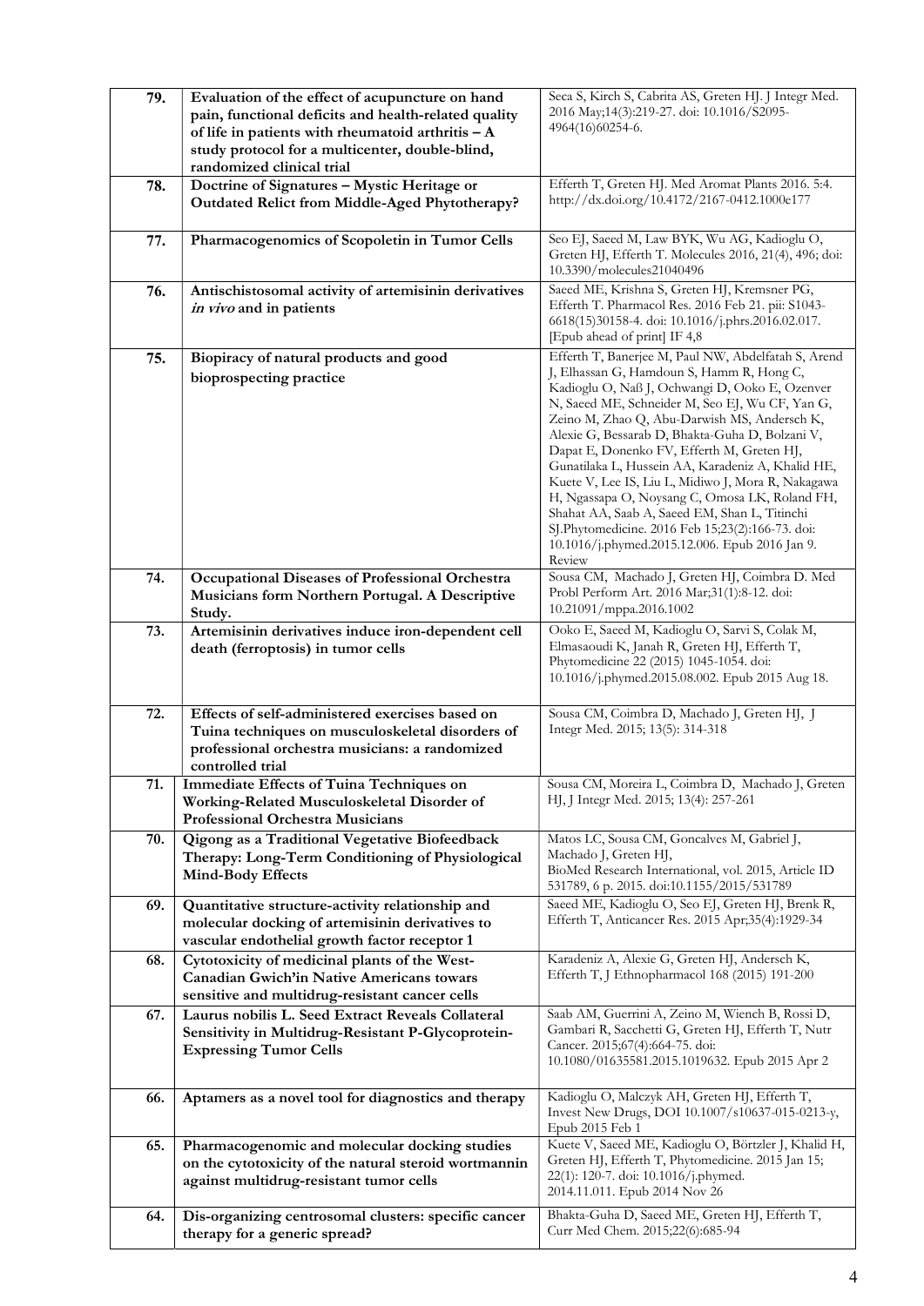| | | |
|---|---|---|
| **79.** | **Evaluation of the effect of acupuncture on hand pain, functional deficits and health-related quality of life in patients with rheumatoid arthritis – A study protocol for a multicenter, double-blind, randomized clinical trial** | Seca S, Kirch S, Cabrita AS, Greten HJ. J Integr Med. 2016 May;14(3):219-27. doi: 10.1016/S2095-4964(16)60254-6. |
| **78.** | **Doctrine of Signatures – Mystic Heritage or Outdated Relict from Middle-Aged Phytotherapy?** | Efferth T, Greten HJ. Med Aromat Plants 2016. 5:4. http://dx.doi.org/10.4172/2167-0412.1000e177 |
| **77.** | **Pharmacogenomics of Scopoletin in Tumor Cells** | Seo EJ, Saeed M, Law BYK, Wu AG, Kadioglu O, Greten HJ, Efferth T. Molecules 2016, 21(4), 496; doi: 10.3390/molecules21040496 |
| **76.** | **Antischistosomal activity of artemisinin derivatives *in vivo* and in patients** | Saeed ME, Krishna S, Greten HJ, Kremsner PG, Efferth T. Pharmacol Res. 2016 Feb 21. pii: S1043-6618(15)30158-4. doi: 10.1016/j.phrs.2016.02.017. [Epub ahead of print] IF 4,8 |
| **75.** | **Biopiracy of natural products and good bioprospecting practice** | Efferth T, Banerjee M, Paul NW, Abdelfatah S, Arend J, Elhassan G, Hamdoun S, Hamm R, Hong C, Kadioglu O, Naß J, Ochwangi D, Ooko E, Ozenver N, Saeed ME, Schneider M, Seo EJ, Wu CF, Yan G, Zeino M, Zhao Q, Abu-Darwish MS, Andersch K, Alexie G, Bessarab D, Bhakta-Guha D, Bolzani V, Dapat E, Donenko FV, Efferth M, Greten HJ, Gunatilaka L, Hussein AA, Karadeniz A, Khalid HE, Kuete V, Lee IS, Liu L, Midiwo J, Mora R, Nakagawa H, Ngassapa O, Noysang C, Omosa LK, Roland FH, Shahat AA, Saab A, Saeed EM, Shan L, Titinchi SJ.Phytomedicine. 2016 Feb 15;23(2):166-73. doi: 10.1016/j.phymed.2015.12.006. Epub 2016 Jan 9. Review |
| **74.** | **Occupational Diseases of Professional Orchestra Musicians form Northern Portugal. A Descriptive Study.** | Sousa CM, Machado J, Greten HJ, Coimbra D. Med Probl Perform Art. 2016 Mar;31(1):8-12. doi: 10.21091/mppa.2016.1002 |
| **73.** | **Artemisinin derivatives induce iron-dependent cell death (ferroptosis) in tumor cells** | Ooko E, Saeed M, Kadioglu O, Sarvi S, Colak M, Elmasaoudi K, Janah R, Greten HJ, Efferth T, Phytomedicine 22 (2015) 1045-1054. doi: 10.1016/j.phymed.2015.08.002. Epub 2015 Aug 18. |
| **72.** | **Effects of self-administered exercises based on Tuina techniques on musculoskeletal disorders of professional orchestra musicians: a randomized controlled trial** | Sousa CM, Coimbra D, Machado J, Greten HJ, J Integr Med. 2015; 13(5): 314-318 |
| **71.** | **Immediate Effects of Tuina Techniques on Working-Related Musculoskeletal Disorder of Professional Orchestra Musicians** | Sousa CM, Moreira L, Coimbra D, Machado J, Greten HJ, J Integr Med. 2015; 13(4): 257-261 |
| **70.** | **Qigong as a Traditional Vegetative Biofeedback Therapy: Long-Term Conditioning of Physiological Mind-Body Effects** | Matos LC, Sousa CM, Goncalves M, Gabriel J, Machado J, Greten HJ, BioMed Research International, vol. 2015, Article ID 531789, 6 p. 2015. doi:10.1155/2015/531789 |
| **69.** | **Quantitative structure-activity relationship and molecular docking of artemisinin derivatives to vascular endothelial growth factor receptor 1** | Saeed ME, Kadioglu O, Seo EJ, Greten HJ, Brenk R, Efferth T, Anticancer Res. 2015 Apr;35(4):1929-34 |
| **68.** | **Cytotoxicity of medicinal plants of the West-Canadian Gwich'in Native Americans towars sensitive and multidrug-resistant cancer cells** | Karadeniz A, Alexie G, Greten HJ, Andersch K, Efferth T, J Ethnopharmacol 168 (2015) 191-200 |
| **67.** | **Laurus nobilis L. Seed Extract Reveals Collateral Sensitivity in Multidrug-Resistant P-Glycoprotein-Expressing Tumor Cells** | Saab AM, Guerrini A, Zeino M, Wiench B, Rossi D, Gambari R, Sacchetti G, Greten HJ, Efferth T, Nutr Cancer. 2015;67(4):664-75. doi: 10.1080/01635581.2015.1019632. Epub 2015 Apr 2 |
| **66.** | **Aptamers as a novel tool for diagnostics and therapy** | Kadioglu O, Malczyk AH, Greten HJ, Efferth T, Invest New Drugs, DOI 10.1007/s10637-015-0213-y, Epub 2015 Feb 1 |
| **65.** | **Pharmacogenomic and molecular docking studies on the cytotoxicity of the natural steroid wortmannin against multidrug-resistant tumor cells** | Kuete V, Saeed ME, Kadioglu O, Börtzler J, Khalid H, Greten HJ, Efferth T, Phytomedicine. 2015 Jan 15; 22(1): 120-7. doi: 10.1016/j.phymed. 2014.11.011. Epub 2014 Nov 26 |
| **64.** | **Dis-organizing centrosomal clusters: specific cancer therapy for a generic spread?** | Bhakta-Guha D, Saeed ME, Greten HJ, Efferth T, Curr Med Chem. 2015;22(6):685-94 |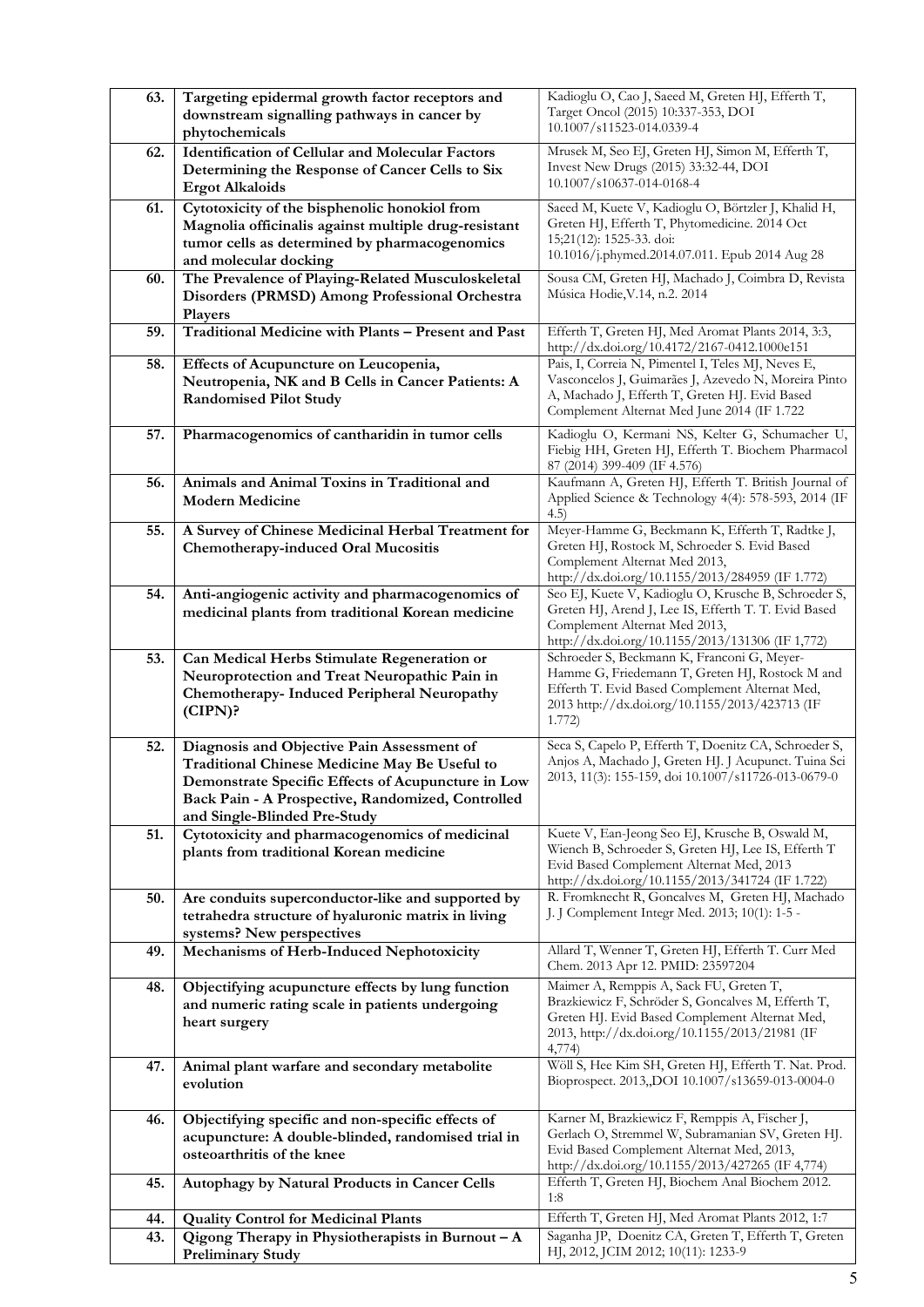| 63. | **Targeting epidermal growth factor receptors and downstream signalling pathways in cancer by phytochemicals** | Kadioglu O, Cao J, Saeed M, Greten HJ, Efferth T, Target Oncol (2015) 10:337-353, DOI 10.1007/s11523-014.0339-4 |
|---|---|---|
| 62. | **Identification of Cellular and Molecular Factors Determining the Response of Cancer Cells to Six Ergot Alkaloids** | Mrusek M, Seo EJ, Greten HJ, Simon M, Efferth T, Invest New Drugs (2015) 33:32-44, DOI 10.1007/s10637-014-0168-4 |
| 61. | **Cytotoxicity of the bisphenolic honokiol from Magnolia officinalis against multiple drug-resistant tumor cells as determined by pharmacogenomics and molecular docking** | Saeed M, Kuete V, Kadioglu O, Börtzler J, Khalid H, Greten HJ, Efferth T, Phytomedicine. 2014 Oct 15;21(12): 1525-33. doi: 10.1016/j.phymed.2014.07.011. Epub 2014 Aug 28 |
| 60. | **The Prevalence of Playing-Related Musculoskeletal Disorders (PRMSD) Among Professional Orchestra Players** | Sousa CM, Greten HJ, Machado J, Coimbra D, Revista Música Hodie,V.14, n.2. 2014 |
| 59. | **Traditional Medicine with Plants – Present and Past** | Efferth T, Greten HJ, Med Aromat Plants 2014, 3:3, http://dx.doi.org/10.4172/2167-0412.1000e151 |
| 58. | **Effects of Acupuncture on Leucopenia, Neutropenia, NK and B Cells in Cancer Patients: A Randomised Pilot Study** | Pais, I, Correia N, Pimentel I, Teles MJ, Neves E, Vasconcelos J, Guimarães J, Azevedo N, Moreira Pinto A, Machado J, Efferth T, Greten HJ. Evid Based Complement Alternat Med June 2014 (IF 1.722 |
| 57. | **Pharmacogenomics of cantharidin in tumor cells** | Kadioglu O, Kermani NS, Kelter G, Schumacher U, Fiebig HH, Greten HJ, Efferth T. Biochem Pharmacol 87 (2014) 399-409 (IF 4.576) |
| 56. | **Animals and Animal Toxins in Traditional and Modern Medicine** | Kaufmann A, Greten HJ, Efferth T. British Journal of Applied Science & Technology 4(4): 578-593, 2014 (IF 4.5) |
| 55. | **A Survey of Chinese Medicinal Herbal Treatment for Chemotherapy-induced Oral Mucositis** | Meyer-Hamme G, Beckmann K, Efferth T, Radtke J, Greten HJ, Rostock M, Schroeder S. Evid Based Complement Alternat Med 2013, http://dx.doi.org/10.1155/2013/284959 (IF 1.772) |
| 54. | **Anti-angiogenic activity and pharmacogenomics of medicinal plants from traditional Korean medicine** | Seo EJ, Kuete V, Kadioglu O, Krusche B, Schroeder S, Greten HJ, Arend J, Lee IS, Efferth T. T. Evid Based Complement Alternat Med 2013, http://dx.doi.org/10.1155/2013/131306 (IF 1,772) |
| 53. | **Can Medical Herbs Stimulate Regeneration or Neuroprotection and Treat Neuropathic Pain in Chemotherapy- Induced Peripheral Neuropathy (CIPN)?** | Schroeder S, Beckmann K, Franconi G, Meyer-Hamme G, Friedemann T, Greten HJ, Rostock M and Efferth T. Evid Based Complement Alternat Med, 2013 http://dx.doi.org/10.1155/2013/423713 (IF 1.772) |
| 52. | **Diagnosis and Objective Pain Assessment of Traditional Chinese Medicine May Be Useful to Demonstrate Specific Effects of Acupuncture in Low Back Pain - A Prospective, Randomized, Controlled and Single-Blinded Pre-Study** | Seca S, Capelo P, Efferth T, Doenitz CA, Schroeder S, Anjos A, Machado J, Greten HJ. J Acupunct. Tuina Sci 2013, 11(3): 155-159, doi 10.1007/s11726-013-0679-0 |
| 51. | **Cytotoxicity and pharmacogenomics of medicinal plants from traditional Korean medicine** | Kuete V, Ean-Jeong Seo EJ, Krusche B, Oswald M, Wiench B, Schroeder S, Greten HJ, Lee IS, Efferth T Evid Based Complement Alternat Med, 2013 http://dx.doi.org/10.1155/2013/341724 (IF 1.722) |
| 50. | **Are conduits superconductor-like and supported by tetrahedra structure of hyaluronic matrix in living systems? New perspectives** | R. Fromknecht R, Goncalves M, Greten HJ, Machado J. J Complement Integr Med. 2013; 10(1): 1-5 - |
| 49. | **Mechanisms of Herb-Induced Nephotoxicity** | Allard T, Wenner T, Greten HJ, Efferth T. Curr Med Chem. 2013 Apr 12. PMID: 23597204 |
| 48. | **Objectifying acupuncture effects by lung function and numeric rating scale in patients undergoing heart surgery** | Maimer A, Remppis A, Sack FU, Greten T, Brazkiewicz F, Schröder S, Goncalves M, Efferth T, Greten HJ. Evid Based Complement Alternat Med, 2013, http://dx.doi.org/10.1155/2013/21981 (IF 4,774) |
| 47. | **Animal plant warfare and secondary metabolite evolution** | Wöll S, Hee Kim SH, Greten HJ, Efferth T. Nat. Prod. Bioprospect. 2013,,DOI 10.1007/s13659-013-0004-0 |
| 46. | **Objectifying specific and non-specific effects of acupuncture: A double-blinded, randomised trial in osteoarthritis of the knee** | Karner M, Brazkiewicz F, Remppis A, Fischer J, Gerlach O, Stremmel W, Subramanian SV, Greten HJ. Evid Based Complement Alternat Med, 2013, http://dx.doi.org/10.1155/2013/427265 (IF 4,774) |
| 45. | **Autophagy by Natural Products in Cancer Cells** | Efferth T, Greten HJ, Biochem Anal Biochem 2012. 1:8 |
| 44. | **Quality Control for Medicinal Plants** | Efferth T, Greten HJ, Med Aromat Plants 2012, 1:7 |
| 43. | **Qigong Therapy in Physiotherapists in Burnout – A Preliminary Study** | Saganha JP, Doenitz CA, Greten T, Efferth T, Greten HJ, 2012, JCIM 2012; 10(11): 1233-9 |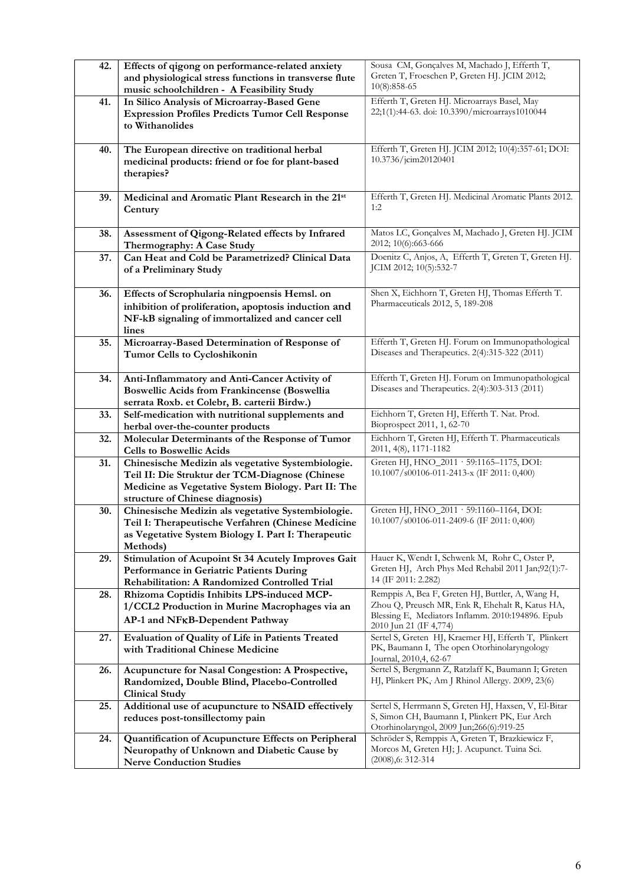| | | |
|---|---|---|
| **42.** | **Effects of qigong on performance-related anxiety and physiological stress functions in transverse flute music schoolchildren - A Feasibility Study** | Sousa CM, Gonçalves M, Machado J, Efferth T, Greten T, Froeschen P, Greten HJ. JCIM 2012; 10(8):858-65 |
| **41.** | **In Silico Analysis of Microarray-Based Gene Expression Profiles Predicts Tumor Cell Response to Withanolides** | Efferth T, Greten HJ. Microarrays Basel, May 22;1(1):44-63. doi: 10.3390/microarrays1010044 |
| **40.** | **The European directive on traditional herbal medicinal products: friend or foe for plant-based therapies?** | Efferth T, Greten HJ. JCIM 2012; 10(4):357-61; DOI: 10.3736/jcim20120401 |
| **39.** | **Medicinal and Aromatic Plant Research in the 21st Century** | Efferth T, Greten HJ. Medicinal Aromatic Plants 2012. 1:2 |
| **38.** | **Assessment of Qigong-Related effects by Infrared Thermography: A Case Study** | Matos LC, Gonçalves M, Machado J, Greten HJ. JCIM 2012; 10(6):663-666 |
| **37.** | **Can Heat and Cold be Parametrized? Clinical Data of a Preliminary Study** | Doenitz C, Anjos, A, Efferth T, Greten T, Greten HJ. JCIM 2012; 10(5):532-7 |
| **36.** | **Effects of Scrophularia ningpoensis Hemsl. on inhibition of proliferation, apoptosis induction and NF-kB signaling of immortalized and cancer cell lines** | Shen X, Eichhorn T, Greten HJ, Thomas Efferth T. Pharmaceuticals 2012, 5, 189-208 |
| **35.** | **Microarray-Based Determination of Response of Tumor Cells to Cycloshikonin** | Efferth T, Greten HJ. Forum on Immunopathological Diseases and Therapeutics. 2(4):315-322 (2011) |
| **34.** | **Anti-Inflammatory and Anti-Cancer Activity of Boswellic Acids from Frankincense (Boswellia serrata Roxb. et Colebr, B. carterii Birdw.)** | Efferth T, Greten HJ. Forum on Immunopathological Diseases and Therapeutics. 2(4):303-313 (2011) |
| **33.** | **Self-medication with nutritional supplements and herbal over-the-counter products** | Eichhorn T, Greten HJ, Efferth T. Nat. Prod. Bioprospect 2011, 1, 62-70 |
| **32.** | **Molecular Determinants of the Response of Tumor Cells to Boswellic Acids** | Eichhorn T, Greten HJ, Efferth T. Pharmaceuticals 2011, 4(8), 1171-1182 |
| **31.** | **Chinesische Medizin als vegetative Systembiologie. Teil II: Die Struktur der TCM-Diagnose (Chinese Medicine as Vegetative System Biology. Part II: The structure of Chinese diagnosis)** | Greten HJ, HNO_2011 · 59:1165–1175, DOI: 10.1007/s00106-011-2413-x (IF 2011: 0,400) |
| **30.** | **Chinesische Medizin als vegetative Systembiologie. Teil I: Therapeutische Verfahren (Chinese Medicine as Vegetative System Biology I. Part I: Therapeutic Methods)** | Greten HJ, HNO_2011 · 59:1160–1164, DOI: 10.1007/s00106-011-2409-6 (IF 2011: 0,400) |
| **29.** | **Stimulation of Acupoint St 34 Acutely Improves Gait Performance in Geriatric Patients During Rehabilitation: A Randomized Controlled Trial** | Hauer K, Wendt I, Schwenk M, Rohr C, Oster P, Greten HJ, Arch Phys Med Rehabil 2011 Jan;92(1):7-14 (IF 2011: 2.282) |
| **28.** | **Rhizoma Coptidis Inhibits LPS-induced MCP-1/CCL2 Production in Murine Macrophages via an AP-1 and NFκB-Dependent Pathway** | Remppis A, Bea F, Greten HJ, Buttler, A, Wang H, Zhou Q, Preusch MR, Enk R, Ehehalt R, Katus HA, Blessing E, Mediators Inflamm. 2010:194896. Epub 2010 Jun 21 (IF 4,774) |
| **27.** | **Evaluation of Quality of Life in Patients Treated with Traditional Chinese Medicine** | Sertel S, Greten HJ, Kraemer HJ, Efferth T, Plinkert PK, Baumann I, The open Otorhinolaryngology Journal, 2010,4, 62-67 |
| **26.** | **Acupuncture for Nasal Congestion: A Prospective, Randomized, Double Blind, Placebo-Controlled Clinical Study** | Sertel S, Bergmann Z, Ratzlaff K, Baumann I; Greten HJ, Plinkert PK, Am J Rhinol Allergy. 2009, 23(6) |
| **25.** | **Additional use of acupuncture to NSAID effectively reduces post-tonsillectomy pain** | Sertel S, Herrmann S, Greten HJ, Haxsen, V, El-Bitar S, Simon CH, Baumann I, Plinkert PK, Eur Arch Otorhinolaryngol, 2009 Jun;266(6):919-25 |
| **24.** | **Quantification of Acupuncture Effects on Peripheral Neuropathy of Unknown and Diabetic Cause by Nerve Conduction Studies** | Schröder S, Remppis A, Greten T, Brazkiewicz F, Morcos M, Greten HJ; J. Acupunct. Tuina Sci. (2008),6: 312-314 |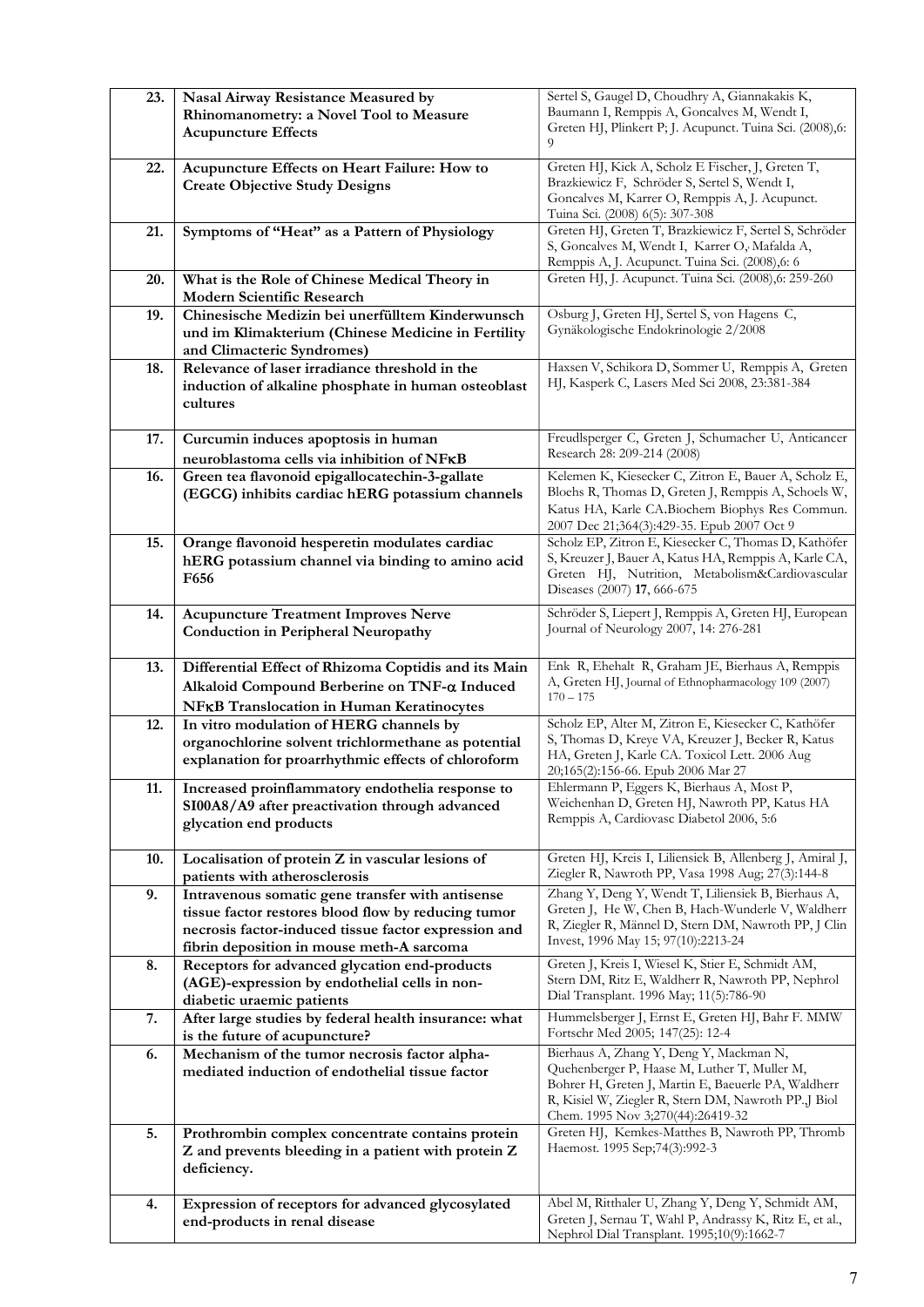| | | |
|---|---|---|
| **23.** | **Nasal Airway Resistance Measured by Rhinomanometry: a Novel Tool to Measure Acupuncture Effects** | Sertel S, Gaugel D, Choudhry A, Giannakakis K, Baumann I, Remppis A, Goncalves M, Wendt I, Greten HJ, Plinkert P; J. Acupunct. Tuina Sci. (2008),6: 9 |
| **22.** | **Acupuncture Effects on Heart Failure: How to Create Objective Study Designs** | Greten HJ, Kick A, Scholz E Fischer, J, Greten T, Brazkiewicz F, Schröder S, Sertel S, Wendt I, Goncalves M, Karrer O, Remppis A, J. Acupunct. Tuina Sci. (2008) 6(5): 307-308 |
| **21.** | **Symptoms of "Heat" as a Pattern of Physiology** | Greten HJ, Greten T, Brazkiewicz F, Sertel S, Schröder S, Goncalves M, Wendt I, Karrer O,· Mafalda A, Remppis A, J. Acupunct. Tuina Sci. (2008),6: 6 |
| **20.** | **What is the Role of Chinese Medical Theory in Modern Scientific Research** | Greten HJ, J. Acupunct. Tuina Sci. (2008),6: 259-260 |
| **19.** | **Chinesische Medizin bei unerfülltem Kinderwunsch und im Klimakterium (Chinese Medicine in Fertility and Climacteric Syndromes)** | Osburg J, Greten HJ, Sertel S, von Hagens C, Gynäkologische Endokrinologie 2/2008 |
| **18.** | **Relevance of laser irradiance threshold in the induction of alkaline phosphate in human osteoblast cultures** | Haxsen V, Schikora D, Sommer U, Remppis A, Greten HJ, Kasperk C, Lasers Med Sci 2008, 23:381-384 |
| **17.** | **Curcumin induces apoptosis in human neuroblastoma cells via inhibition of NFκB** | Freudlsperger C, Greten J, Schumacher U, Anticancer Research 28: 209-214 (2008) |
| **16.** | **Green tea flavonoid epigallocatechin-3-gallate (EGCG) inhibits cardiac hERG potassium channels** | Kelemen K, Kiesecker C, Zitron E, Bauer A, Scholz E, Bloehs R, Thomas D, Greten J, Remppis A, Schoels W, Katus HA, Karle CA.Biochem Biophys Res Commun. 2007 Dec 21;364(3):429-35. Epub 2007 Oct 9 |
| **15.** | **Orange flavonoid hesperetin modulates cardiac hERG potassium channel via binding to amino acid F656** | Scholz EP, Zitron E, Kiesecker C, Thomas D, Kathöfer S, Kreuzer J, Bauer A, Katus HA, Remppis A, Karle CA, Greten HJ, Nutrition, Metabolism&Cardiovascular Diseases (2007) **17**, 666-675 |
| **14.** | **Acupuncture Treatment Improves Nerve Conduction in Peripheral Neuropathy** | Schröder S, Liepert J, Remppis A, Greten HJ, European Journal of Neurology 2007, 14: 276-281 |
| **13.** | **Differential Effect of Rhizoma Coptidis and its Main Alkaloid Compound Berberine on TNF-α Induced NFκB Translocation in Human Keratinocytes** | Enk R, Ehehalt R, Graham JE, Bierhaus A, Remppis A, Greten HJ, Journal of Ethnopharmacology 109 (2007) 170 – 175 |
| **12.** | **In vitro modulation of HERG channels by organochlorine solvent trichlormethane as potential explanation for proarrhythmic effects of chloroform** | Scholz EP, Alter M, Zitron E, Kiesecker C, Kathöfer S, Thomas D, Kreye VA, Kreuzer J, Becker R, Katus HA, Greten J, Karle CA. Toxicol Lett. 2006 Aug 20;165(2):156-66. Epub 2006 Mar 27 |
| **11.** | **Increased proinflammatory endothelia response to SI00A8/A9 after preactivation through advanced glycation end products** | Ehlermann P, Eggers K, Bierhaus A, Most P, Weichenhan D, Greten HJ, Nawroth PP, Katus HA Remppis A, Cardiovasc Diabetol 2006, 5:6 |
| **10.** | **Localisation of protein Z in vascular lesions of patients with atherosclerosis** | Greten HJ, Kreis I, Liliensiek B, Allenberg J, Amiral J, Ziegler R, Nawroth PP, Vasa 1998 Aug; 27(3):144-8 |
| **9.** | **Intravenous somatic gene transfer with antisense tissue factor restores blood flow by reducing tumor necrosis factor-induced tissue factor expression and fibrin deposition in mouse meth-A sarcoma** | Zhang Y, Deng Y, Wendt T, Liliensiek B, Bierhaus A, Greten J, He W, Chen B, Hach-Wunderle V, Waldherr R, Ziegler R, Männel D, Stern DM, Nawroth PP, J Clin Invest, 1996 May 15; 97(10):2213-24 |
| **8.** | **Receptors for advanced glycation end-products (AGE)-expression by endothelial cells in non-diabetic uraemic patients** | Greten J, Kreis I, Wiesel K, Stier E, Schmidt AM, Stern DM, Ritz E, Waldherr R, Nawroth PP, Nephrol Dial Transplant. 1996 May; 11(5):786-90 |
| **7.** | **After large studies by federal health insurance: what is the future of acupuncture?** | Hummelsberger J, Ernst E, Greten HJ, Bahr F. MMW Fortschr Med 2005; 147(25): 12-4 |
| **6.** | **Mechanism of the tumor necrosis factor alpha-mediated induction of endothelial tissue factor** | Bierhaus A, Zhang Y, Deng Y, Mackman N, Quehenberger P, Haase M, Luther T, Muller M, Bohrer H, Greten J, Martin E, Baeuerle PA, Waldherr R, Kisiel W, Ziegler R, Stern DM, Nawroth PP.,J Biol Chem. 1995 Nov 3;270(44):26419-32 |
| **5.** | **Prothrombin complex concentrate contains protein Z and prevents bleeding in a patient with protein Z deficiency.** | Greten HJ, Kemkes-Matthes B, Nawroth PP, Thromb Haemost. 1995 Sep;74(3):992-3 |
| **4.** | **Expression of receptors for advanced glycosylated end-products in renal disease** | Abel M, Ritthaler U, Zhang Y, Deng Y, Schmidt AM, Greten J, Sernau T, Wahl P, Andrassy K, Ritz E, et al., Nephrol Dial Transplant. 1995;10(9):1662-7 |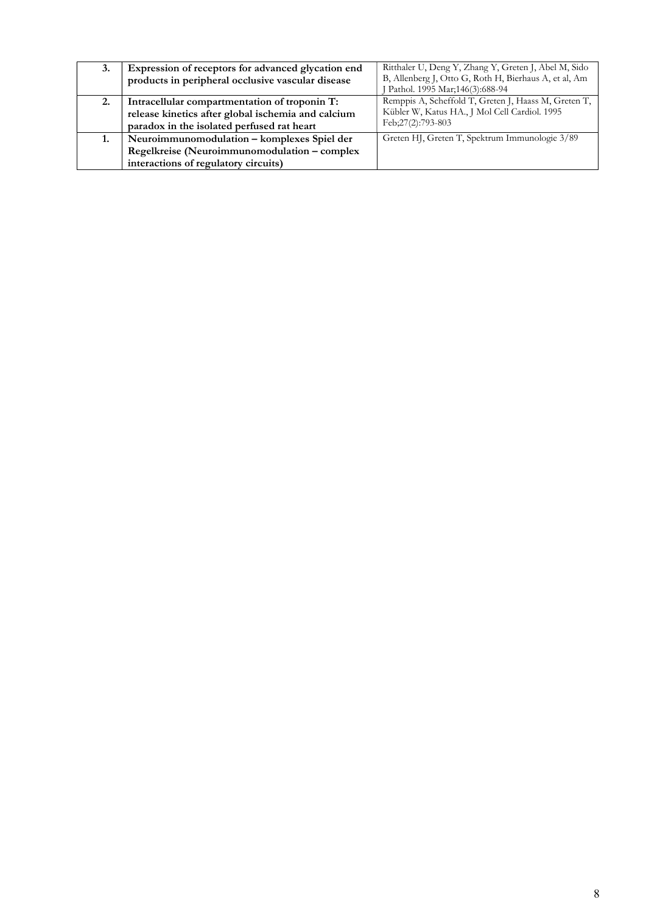| | | |
|---|---|---|
| **3.** | **Expression of receptors for advanced glycation end products in peripheral occlusive vascular disease** | Ritthaler U, Deng Y, Zhang Y, Greten J, Abel M, Sido B, Allenberg J, Otto G, Roth H, Bierhaus A, et al, Am J Pathol. 1995 Mar;146(3):688-94 |
| **2.** | **Intracellular compartmentation of troponin T: release kinetics after global ischemia and calcium paradox in the isolated perfused rat heart** | Remppis A, Scheffold T, Greten J, Haass M, Greten T, Kübler W, Katus HA., J Mol Cell Cardiol. 1995 Feb;27(2):793-803 |
| **1.** | **Neuroimmunomodulation – komplexes Spiel der Regelkreise (Neuroimmunomodulation – complex interactions of regulatory circuits)** | Greten HJ, Greten T, Spektrum Immunologie 3/89 |